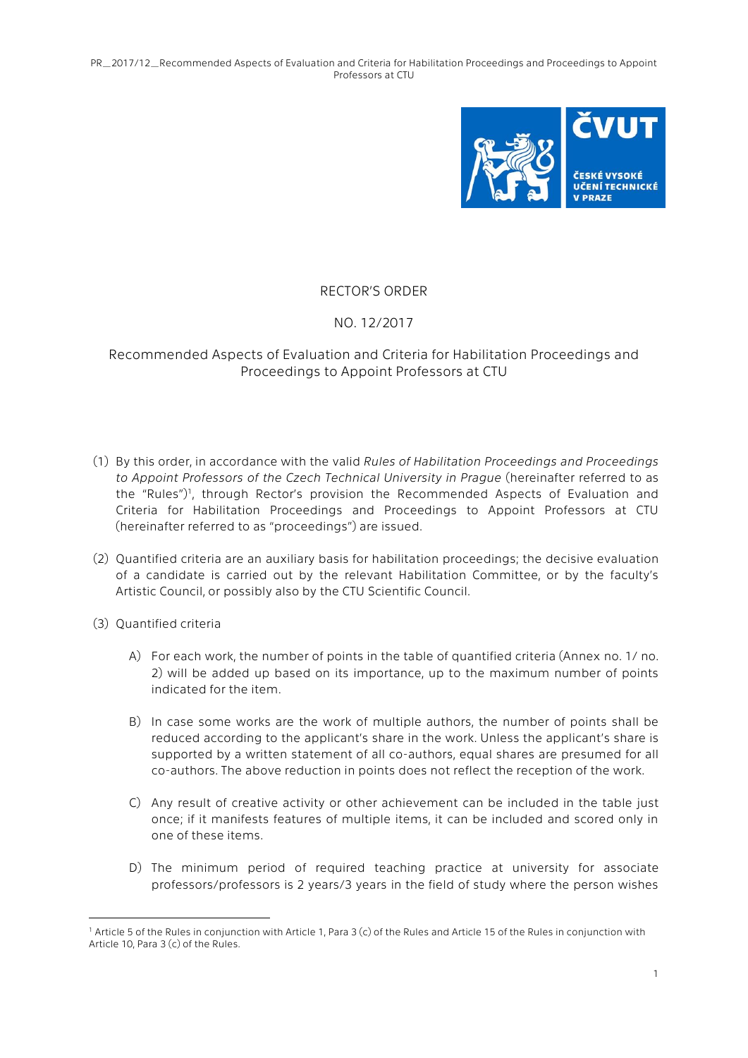# RECTOR'S ORDER

## NO. 12/2017

## Recommended Aspects of Evaluation and Criteria for Habilitation Proceedings and Proceedings to Appoint Professors at CTU

(1) By this order, in accordance with the valid *Rules of Habilitation Proceedings and Proceedings to Appoint Professors of the Czech Technical University in Prague* (hereinafter referred to as the "Rules")[1], through Rector's provision the Recommended Aspects of Evaluation and Criteria for Habilitation Proceedings and Proceedings to Appoint Professors at CTU (hereinafter referred to as "proceedings") are issued.

(2) Quantified criteria are an auxiliary basis for habilitation proceedings; the decisive evaluation of a candidate is carried out by the relevant Habilitation Committee, or by the faculty's Artistic Council, or possibly also by the CTU Scientific Council.

(3) Quantified criteria

A) For each work, the number of points in the table of quantified criteria (Annex no. 1/ no. 2) will be added up based on its importance, up to the maximum number of points indicated for the item.

B) In case some works are the work of multiple authors, the number of points shall be reduced according to the applicant's share in the work. Unless the applicant's share is supported by a written statement of all co-authors, equal shares are presumed for all co-authors. The above reduction in points does not reflect the reception of the work.

C) Any result of creative activity or other achievement can be included in the table just once; if it manifests features of multiple items, it can be included and scored only in one of these items.

D) The minimum period of required teaching practice at university for associate professors/professors is 2 years/3 years in the field of study where the person wishes

[1] Article 5 of the Rules in conjunction with Article 1, Para 3 (c) of the Rules and Article 15 of the Rules in conjunction with Article 10, Para 3 (c) of the Rules.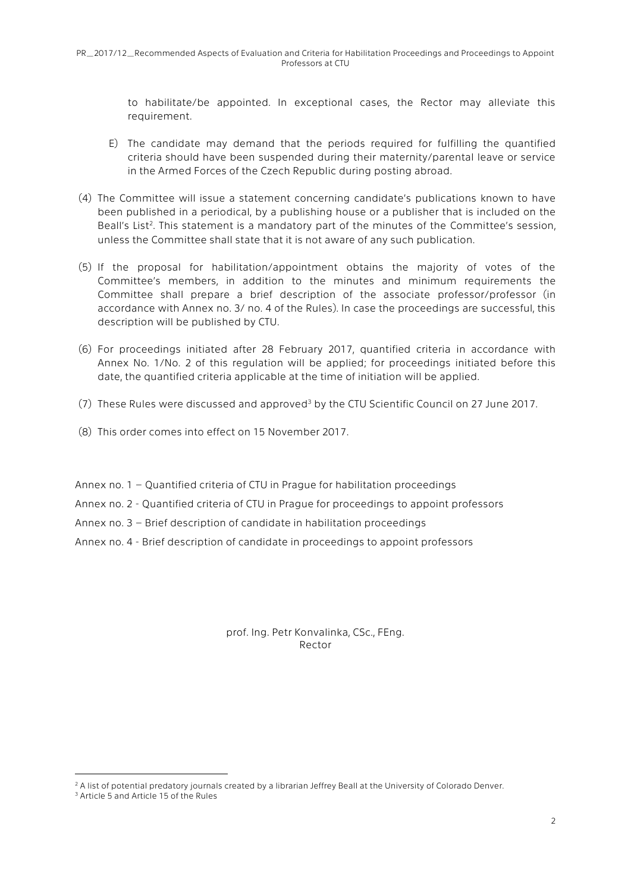to habilitate/be appointed. In exceptional cases, the Rector may alleviate this requirement.

E) The candidate may demand that the periods required for fulfilling the quantified criteria should have been suspended during their maternity/parental leave or service in the Armed Forces of the Czech Republic during posting abroad.

(4) The Committee will issue a statement concerning candidate's publications known to have been published in a periodical, by a publishing house or a publisher that is included on the Beall's List[2]. This statement is a mandatory part of the minutes of the Committee's session, unless the Committee shall state that it is not aware of any such publication.

(5) If the proposal for habilitation/appointment obtains the majority of votes of the Committee's members, in addition to the minutes and minimum requirements the Committee shall prepare a brief description of the associate professor/professor (in accordance with Annex no. 3/ no. 4 of the Rules). In case the proceedings are successful, this description will be published by CTU.

(6) For proceedings initiated after 28 February 2017, quantified criteria in accordance with Annex No. 1/No. 2 of this regulation will be applied; for proceedings initiated before this date, the quantified criteria applicable at the time of initiation will be applied.

(7) These Rules were discussed and approved[3] by the CTU Scientific Council on 27 June 2017.

(8) This order comes into effect on 15 November 2017.

Annex no. 1 – Quantified criteria of CTU in Prague for habilitation proceedings

Annex no. 2 - Quantified criteria of CTU in Prague for proceedings to appoint professors

Annex no. 3 – Brief description of candidate in habilitation proceedings

Annex no. 4 - Brief description of candidate in proceedings to appoint professors

prof. Ing. Petr Konvalinka, CSc., FEng.
Rector

[2] A list of potential predatory journals created by a librarian Jeffrey Beall at the University of Colorado Denver.

[3] Article 5 and Article 15 of the Rules